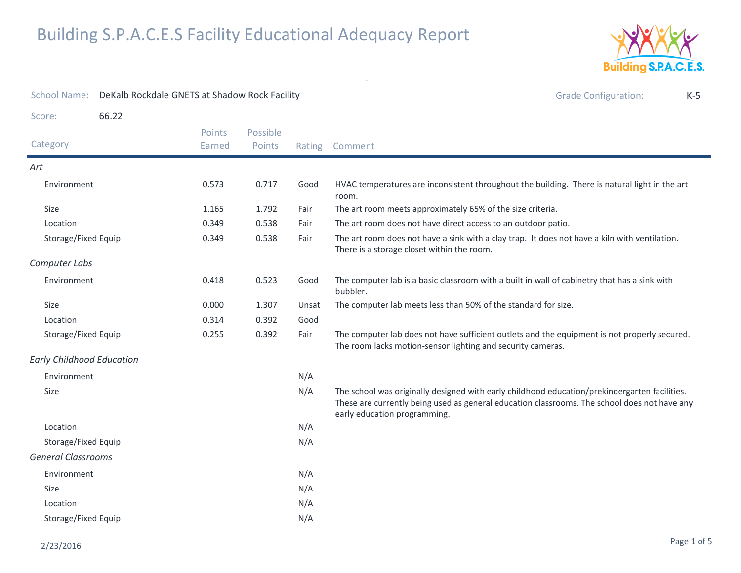# Building S.P.A.C.E.S Facility Educational Adequacy Report

School Name: DeKalb Rockdale GNETS at Shadow Rock Facility

Grade Configuration: K-5

Score: 66.22

| Category | Points Earned | Possible Points | Rating | Comment |
|---|---|---|---|---|
| ***Art*** | | | | |
| Environment | 0.573 | 0.717 | Good | HVAC temperatures are inconsistent throughout the building. There is natural light in the art room. |
| Size | 1.165 | 1.792 | Fair | The art room meets approximately 65% of the size criteria. |
| Location | 0.349 | 0.538 | Fair | The art room does not have direct access to an outdoor patio. |
| Storage/Fixed Equip | 0.349 | 0.538 | Fair | The art room does not have a sink with a clay trap. It does not have a kiln with ventilation. There is a storage closet within the room. |
| ***Computer Labs*** | | | | |
| Environment | 0.418 | 0.523 | Good | The computer lab is a basic classroom with a built in wall of cabinetry that has a sink with bubbler. |
| Size | 0.000 | 1.307 | Unsat | The computer lab meets less than 50% of the standard for size. |
| Location | 0.314 | 0.392 | Good | |
| Storage/Fixed Equip | 0.255 | 0.392 | Fair | The computer lab does not have sufficient outlets and the equipment is not properly secured. The room lacks motion-sensor lighting and security cameras. |
| ***Early Childhood Education*** | | | | |
| Environment | | | N/A | |
| Size | | | N/A | The school was originally designed with early childhood education/prekindergarten facilities. These are currently being used as general education classrooms. The school does not have any early education programming. |
| Location | | | N/A | |
| Storage/Fixed Equip | | | N/A | |
| ***General Classrooms*** | | | | |
| Environment | | | N/A | |
| Size | | | N/A | |
| Location | | | N/A | |
| Storage/Fixed Equip | | | N/A | |

2/23/2016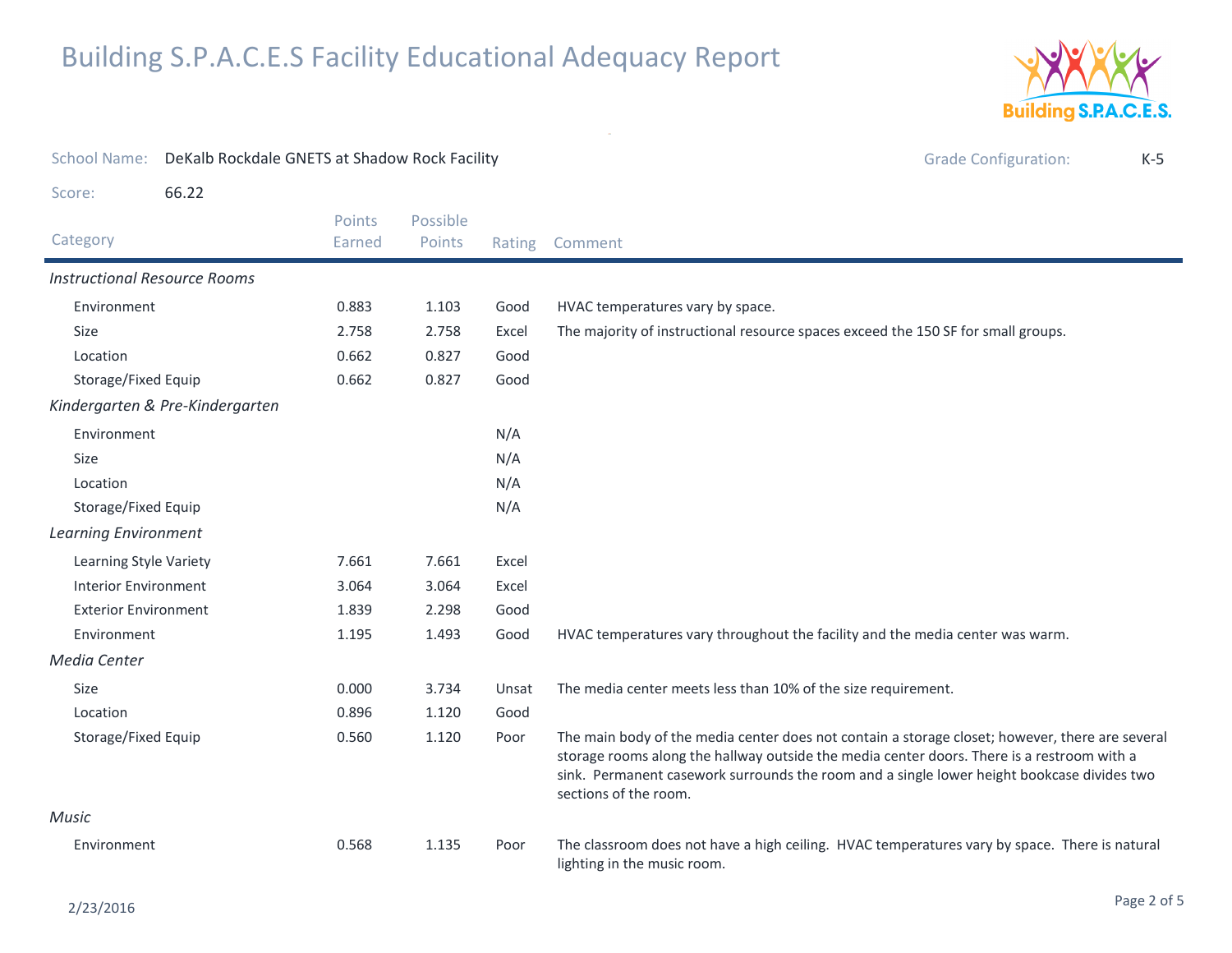# Building S.P.A.C.E.S Facility Educational Adequacy Report

School Name: DeKalb Rockdale GNETS at Shadow Rock Facility

Grade Configuration: K-5

Score: 66.22

| Category | Points Earned | Possible Points | Rating | Comment |
|---|---|---|---|---|
| *Instructional Resource Rooms* | | | | |
| Environment | 0.883 | 1.103 | Good | HVAC temperatures vary by space. |
| Size | 2.758 | 2.758 | Excel | The majority of instructional resource spaces exceed the 150 SF for small groups. |
| Location | 0.662 | 0.827 | Good | |
| Storage/Fixed Equip | 0.662 | 0.827 | Good | |
| *Kindergarten & Pre-Kindergarten* | | | | |
| Environment | | | N/A | |
| Size | | | N/A | |
| Location | | | N/A | |
| Storage/Fixed Equip | | | N/A | |
| *Learning Environment* | | | | |
| Learning Style Variety | 7.661 | 7.661 | Excel | |
| Interior Environment | 3.064 | 3.064 | Excel | |
| Exterior Environment | 1.839 | 2.298 | Good | |
| Environment | 1.195 | 1.493 | Good | HVAC temperatures vary throughout the facility and the media center was warm. |
| *Media Center* | | | | |
| Size | 0.000 | 3.734 | Unsat | The media center meets less than 10% of the size requirement. |
| Location | 0.896 | 1.120 | Good | |
| Storage/Fixed Equip | 0.560 | 1.120 | Poor | The main body of the media center does not contain a storage closet; however, there are several storage rooms along the hallway outside the media center doors. There is a restroom with a sink. Permanent casework surrounds the room and a single lower height bookcase divides two sections of the room. |
| *Music* | | | | |
| Environment | 0.568 | 1.135 | Poor | The classroom does not have a high ceiling. HVAC temperatures vary by space. There is natural lighting in the music room. |

2/23/2016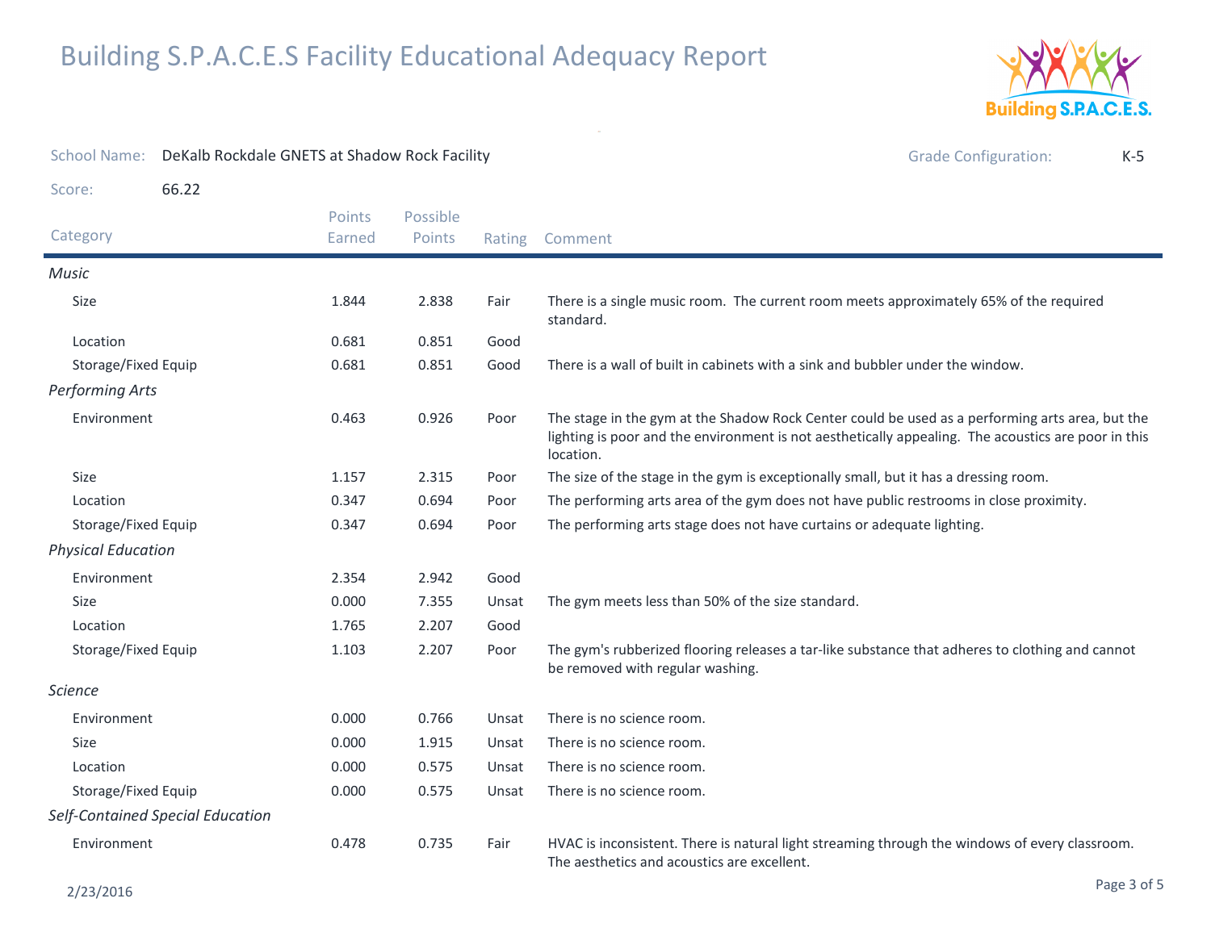# Building S.P.A.C.E.S Facility Educational Adequacy Report

School Name: DeKalb Rockdale GNETS at Shadow Rock Facility

Grade Configuration: K-5

Score: 66.22

| Category | Points Earned | Possible Points | Rating | Comment |
|---|---|---|---|---|
| *Music* | | | | |
| Size | 1.844 | 2.838 | Fair | There is a single music room. The current room meets approximately 65% of the required standard. |
| Location | 0.681 | 0.851 | Good | |
| Storage/Fixed Equip | 0.681 | 0.851 | Good | There is a wall of built in cabinets with a sink and bubbler under the window. |
| *Performing Arts* | | | | |
| Environment | 0.463 | 0.926 | Poor | The stage in the gym at the Shadow Rock Center could be used as a performing arts area, but the lighting is poor and the environment is not aesthetically appealing. The acoustics are poor in this location. |
| Size | 1.157 | 2.315 | Poor | The size of the stage in the gym is exceptionally small, but it has a dressing room. |
| Location | 0.347 | 0.694 | Poor | The performing arts area of the gym does not have public restrooms in close proximity. |
| Storage/Fixed Equip | 0.347 | 0.694 | Poor | The performing arts stage does not have curtains or adequate lighting. |
| *Physical Education* | | | | |
| Environment | 2.354 | 2.942 | Good | |
| Size | 0.000 | 7.355 | Unsat | The gym meets less than 50% of the size standard. |
| Location | 1.765 | 2.207 | Good | |
| Storage/Fixed Equip | 1.103 | 2.207 | Poor | The gym's rubberized flooring releases a tar-like substance that adheres to clothing and cannot be removed with regular washing. |
| *Science* | | | | |
| Environment | 0.000 | 0.766 | Unsat | There is no science room. |
| Size | 0.000 | 1.915 | Unsat | There is no science room. |
| Location | 0.000 | 0.575 | Unsat | There is no science room. |
| Storage/Fixed Equip | 0.000 | 0.575 | Unsat | There is no science room. |
| *Self-Contained Special Education* | | | | |
| Environment | 0.478 | 0.735 | Fair | HVAC is inconsistent. There is natural light streaming through the windows of every classroom. The aesthetics and acoustics are excellent. |

2/23/2016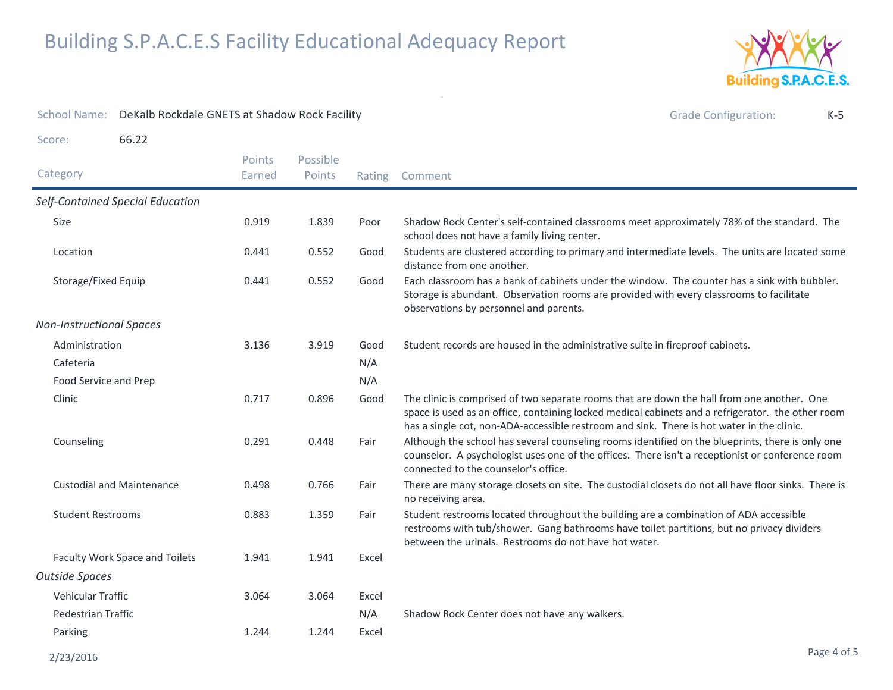# Building S.P.A.C.E.S Facility Educational Adequacy Report

School Name: DeKalb Rockdale GNETS at Shadow Rock Facility

Grade Configuration: K-5

Score: 66.22

| Category | Points Earned | Possible Points | Rating | Comment |
|---|---|---|---|---|
| *Self-Contained Special Education* | | | | |
| Size | 0.919 | 1.839 | Poor | Shadow Rock Center's self-contained classrooms meet approximately 78% of the standard. The school does not have a family living center. |
| Location | 0.441 | 0.552 | Good | Students are clustered according to primary and intermediate levels. The units are located some distance from one another. |
| Storage/Fixed Equip | 0.441 | 0.552 | Good | Each classroom has a bank of cabinets under the window. The counter has a sink with bubbler. Storage is abundant. Observation rooms are provided with every classrooms to facilitate observations by personnel and parents. |
| *Non-Instructional Spaces* | | | | |
| Administration | 3.136 | 3.919 | Good | Student records are housed in the administrative suite in fireproof cabinets. |
| Cafeteria | | | N/A | |
| Food Service and Prep | | | N/A | |
| Clinic | 0.717 | 0.896 | Good | The clinic is comprised of two separate rooms that are down the hall from one another. One space is used as an office, containing locked medical cabinets and a refrigerator. the other room has a single cot, non-ADA-accessible restroom and sink. There is hot water in the clinic. |
| Counseling | 0.291 | 0.448 | Fair | Although the school has several counseling rooms identified on the blueprints, there is only one counselor. A psychologist uses one of the offices. There isn't a receptionist or conference room connected to the counselor's office. |
| Custodial and Maintenance | 0.498 | 0.766 | Fair | There are many storage closets on site. The custodial closets do not all have floor sinks. There is no receiving area. |
| Student Restrooms | 0.883 | 1.359 | Fair | Student restrooms located throughout the building are a combination of ADA accessible restrooms with tub/shower. Gang bathrooms have toilet partitions, but no privacy dividers between the urinals. Restrooms do not have hot water. |
| Faculty Work Space and Toilets | 1.941 | 1.941 | Excel | |
| *Outside Spaces* | | | | |
| Vehicular Traffic | 3.064 | 3.064 | Excel | |
| Pedestrian Traffic | | | N/A | Shadow Rock Center does not have any walkers. |
| Parking | 1.244 | 1.244 | Excel | |

2/23/2016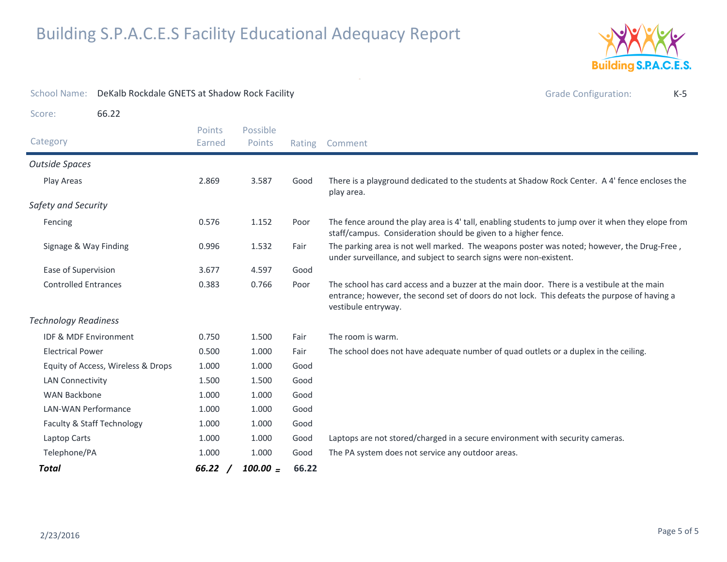# Building S.P.A.C.E.S Facility Educational Adequacy Report

School Name: DeKalb Rockdale GNETS at Shadow Rock Facility

Grade Configuration: K-5

Score: 66.22

| Category | Points Earned | Possible Points | Rating | Comment |
|---|---|---|---|---|
| *Outside Spaces* | | | | |
| Play Areas | 2.869 | 3.587 | Good | There is a playground dedicated to the students at Shadow Rock Center. A 4' fence encloses the play area. |
| *Safety and Security* | | | | |
| Fencing | 0.576 | 1.152 | Poor | The fence around the play area is 4' tall, enabling students to jump over it when they elope from staff/campus. Consideration should be given to a higher fence. |
| Signage & Way Finding | 0.996 | 1.532 | Fair | The parking area is not well marked. The weapons poster was noted; however, the Drug-Free , under surveillance, and subject to search signs were non-existent. |
| Ease of Supervision | 3.677 | 4.597 | Good | |
| Controlled Entrances | 0.383 | 0.766 | Poor | The school has card access and a buzzer at the main door. There is a vestibule at the main entrance; however, the second set of doors do not lock. This defeats the purpose of having a vestibule entryway. |
| *Technology Readiness* | | | | |
| IDF & MDF Environment | 0.750 | 1.500 | Fair | The room is warm. |
| Electrical Power | 0.500 | 1.000 | Fair | The school does not have adequate number of quad outlets or a duplex in the ceiling. |
| Equity of Access, Wireless & Drops | 1.000 | 1.000 | Good | |
| LAN Connectivity | 1.500 | 1.500 | Good | |
| WAN Backbone | 1.000 | 1.000 | Good | |
| LAN-WAN Performance | 1.000 | 1.000 | Good | |
| Faculty & Staff Technology | 1.000 | 1.000 | Good | |
| Laptop Carts | 1.000 | 1.000 | Good | Laptops are not stored/charged in a secure environment with security cameras. |
| Telephone/PA | 1.000 | 1.000 | Good | The PA system does not service any outdoor areas. |
| ***Total*** | ***66.22 /*** | ***100.00 =*** | **66.22** | |

2/23/2016